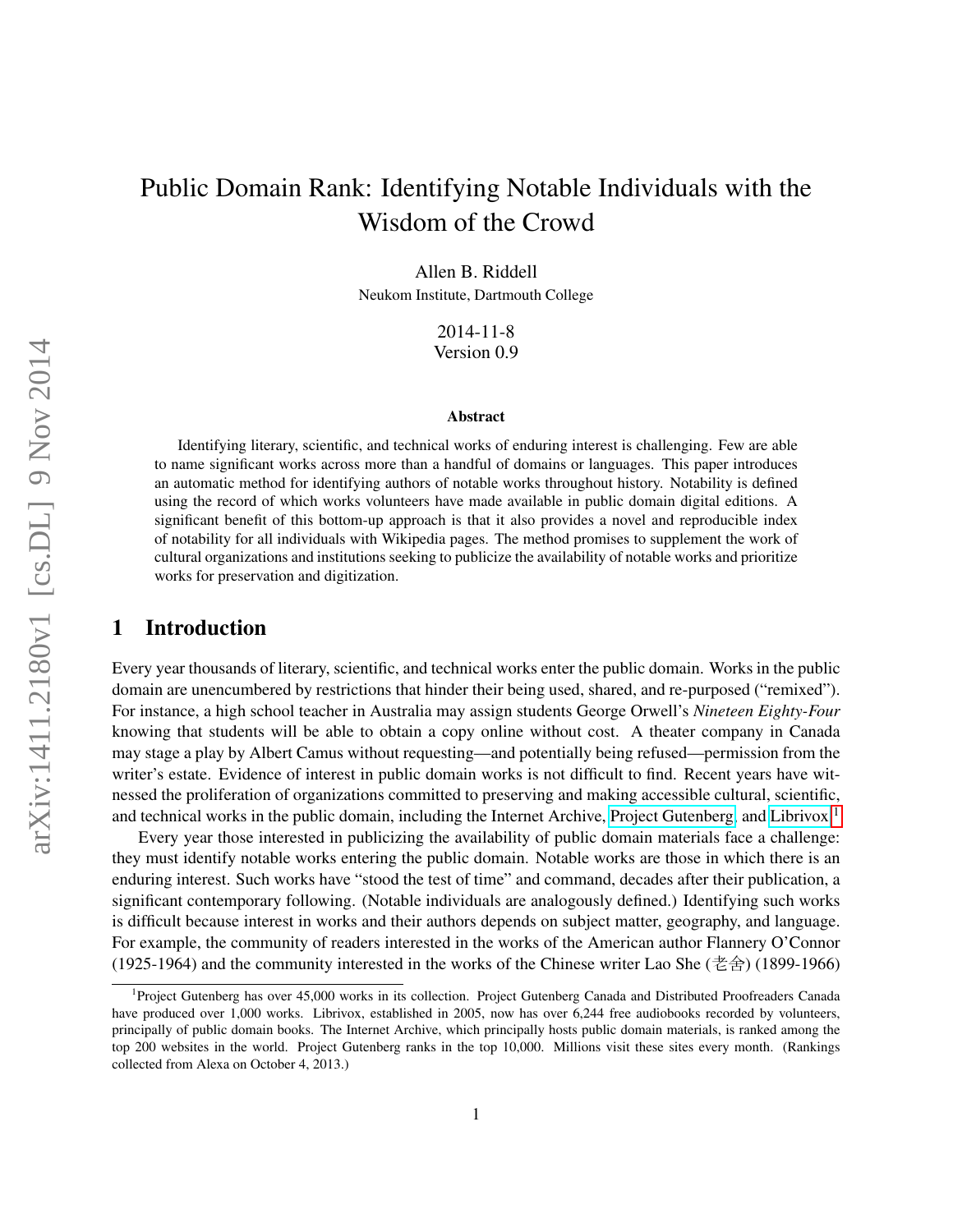# Public Domain Rank: Identifying Notable Individuals with the Wisdom of the Crowd

Allen B. Riddell
Neukom Institute, Dartmouth College

2014-11-8
Version 0.9

### Abstract

Identifying literary, scientific, and technical works of enduring interest is challenging. Few are able to name significant works across more than a handful of domains or languages. This paper introduces an automatic method for identifying authors of notable works throughout history. Notability is defined using the record of which works volunteers have made available in public domain digital editions. A significant benefit of this bottom-up approach is that it also provides a novel and reproducible index of notability for all individuals with Wikipedia pages. The method promises to supplement the work of cultural organizations and institutions seeking to publicize the availability of notable works and prioritize works for preservation and digitization.

## 1 Introduction

Every year thousands of literary, scientific, and technical works enter the public domain. Works in the public domain are unencumbered by restrictions that hinder their being used, shared, and re-purposed ("remixed"). For instance, a high school teacher in Australia may assign students George Orwell's *Nineteen Eighty-Four* knowing that students will be able to obtain a copy online without cost. A theater company in Canada may stage a play by Albert Camus without requesting—and potentially being refused—permission from the writer's estate. Evidence of interest in public domain works is not difficult to find. Recent years have witnessed the proliferation of organizations committed to preserving and making accessible cultural, scientific, and technical works in the public domain, including the Internet Archive, Project Gutenberg, and Librivox.[1]

Every year those interested in publicizing the availability of public domain materials face a challenge: they must identify notable works entering the public domain. Notable works are those in which there is an enduring interest. Such works have "stood the test of time" and command, decades after their publication, a significant contemporary following. (Notable individuals are analogously defined.) Identifying such works is difficult because interest in works and their authors depends on subject matter, geography, and language. For example, the community of readers interested in the works of the American author Flannery O'Connor (1925-1964) and the community interested in the works of the Chinese writer Lao She (老舍) (1899-1966)

[1] Project Gutenberg has over 45,000 works in its collection. Project Gutenberg Canada and Distributed Proofreaders Canada have produced over 1,000 works. Librivox, established in 2005, now has over 6,244 free audiobooks recorded by volunteers, principally of public domain books. The Internet Archive, which principally hosts public domain materials, is ranked among the top 200 websites in the world. Project Gutenberg ranks in the top 10,000. Millions visit these sites every month. (Rankings collected from Alexa on October 4, 2013.)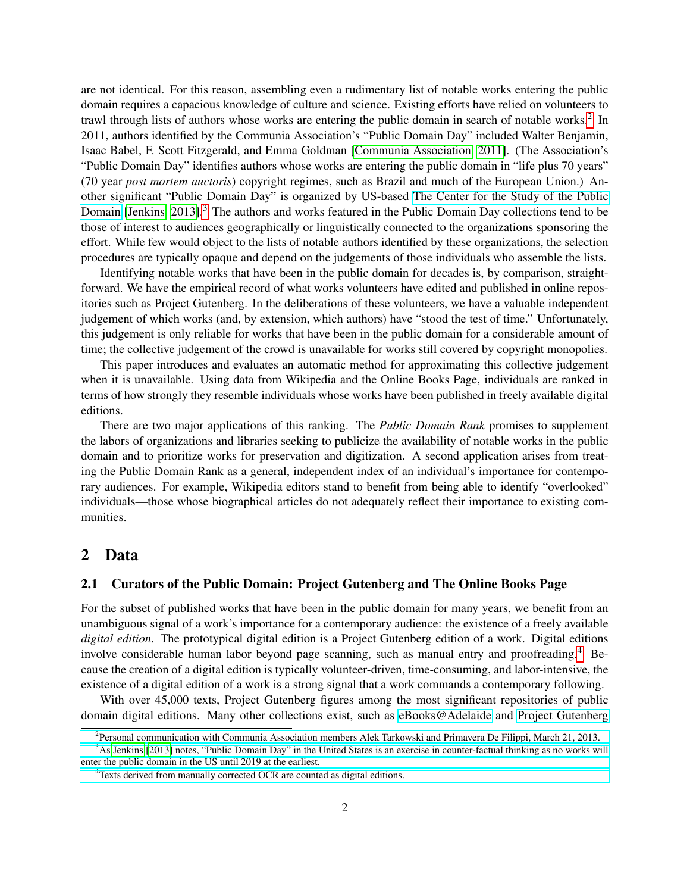are not identical. For this reason, assembling even a rudimentary list of notable works entering the public domain requires a capacious knowledge of culture and science. Existing efforts have relied on volunteers to trawl through lists of authors whose works are entering the public domain in search of notable works.[2] In 2011, authors identified by the Communia Association's "Public Domain Day" included Walter Benjamin, Isaac Babel, F. Scott Fitzgerald, and Emma Goldman [Communia Association, 2011]. (The Association's "Public Domain Day" identifies authors whose works are entering the public domain in "life plus 70 years" (70 year *post mortem auctoris*) copyright regimes, such as Brazil and much of the European Union.) Another significant "Public Domain Day" is organized by US-based The Center for the Study of the Public Domain [Jenkins, 2013].[3] The authors and works featured in the Public Domain Day collections tend to be those of interest to audiences geographically or linguistically connected to the organizations sponsoring the effort. While few would object to the lists of notable authors identified by these organizations, the selection procedures are typically opaque and depend on the judgements of those individuals who assemble the lists.

Identifying notable works that have been in the public domain for decades is, by comparison, straightforward. We have the empirical record of what works volunteers have edited and published in online repositories such as Project Gutenberg. In the deliberations of these volunteers, we have a valuable independent judgement of which works (and, by extension, which authors) have "stood the test of time." Unfortunately, this judgement is only reliable for works that have been in the public domain for a considerable amount of time; the collective judgement of the crowd is unavailable for works still covered by copyright monopolies.

This paper introduces and evaluates an automatic method for approximating this collective judgement when it is unavailable. Using data from Wikipedia and the Online Books Page, individuals are ranked in terms of how strongly they resemble individuals whose works have been published in freely available digital editions.

There are two major applications of this ranking. The *Public Domain Rank* promises to supplement the labors of organizations and libraries seeking to publicize the availability of notable works in the public domain and to prioritize works for preservation and digitization. A second application arises from treating the Public Domain Rank as a general, independent index of an individual's importance for contemporary audiences. For example, Wikipedia editors stand to benefit from being able to identify "overlooked" individuals—those whose biographical articles do not adequately reflect their importance to existing communities.

## 2 Data

### 2.1 Curators of the Public Domain: Project Gutenberg and The Online Books Page

For the subset of published works that have been in the public domain for many years, we benefit from an unambiguous signal of a work's importance for a contemporary audience: the existence of a freely available *digital edition*. The prototypical digital edition is a Project Gutenberg edition of a work. Digital editions involve considerable human labor beyond page scanning, such as manual entry and proofreading.[4] Because the creation of a digital edition is typically volunteer-driven, time-consuming, and labor-intensive, the existence of a digital edition of a work is a strong signal that a work commands a contemporary following.

With over 45,000 texts, Project Gutenberg figures among the most significant repositories of public domain digital editions. Many other collections exist, such as eBooks@Adelaide and Project Gutenberg

---

[2] Personal communication with Communia Association members Alek Tarkowski and Primavera De Filippi, March 21, 2013.

[3] As Jenkins [2013] notes, "Public Domain Day" in the United States is an exercise in counter-factual thinking as no works will enter the public domain in the US until 2019 at the earliest.

[4] Texts derived from manually corrected OCR are counted as digital editions.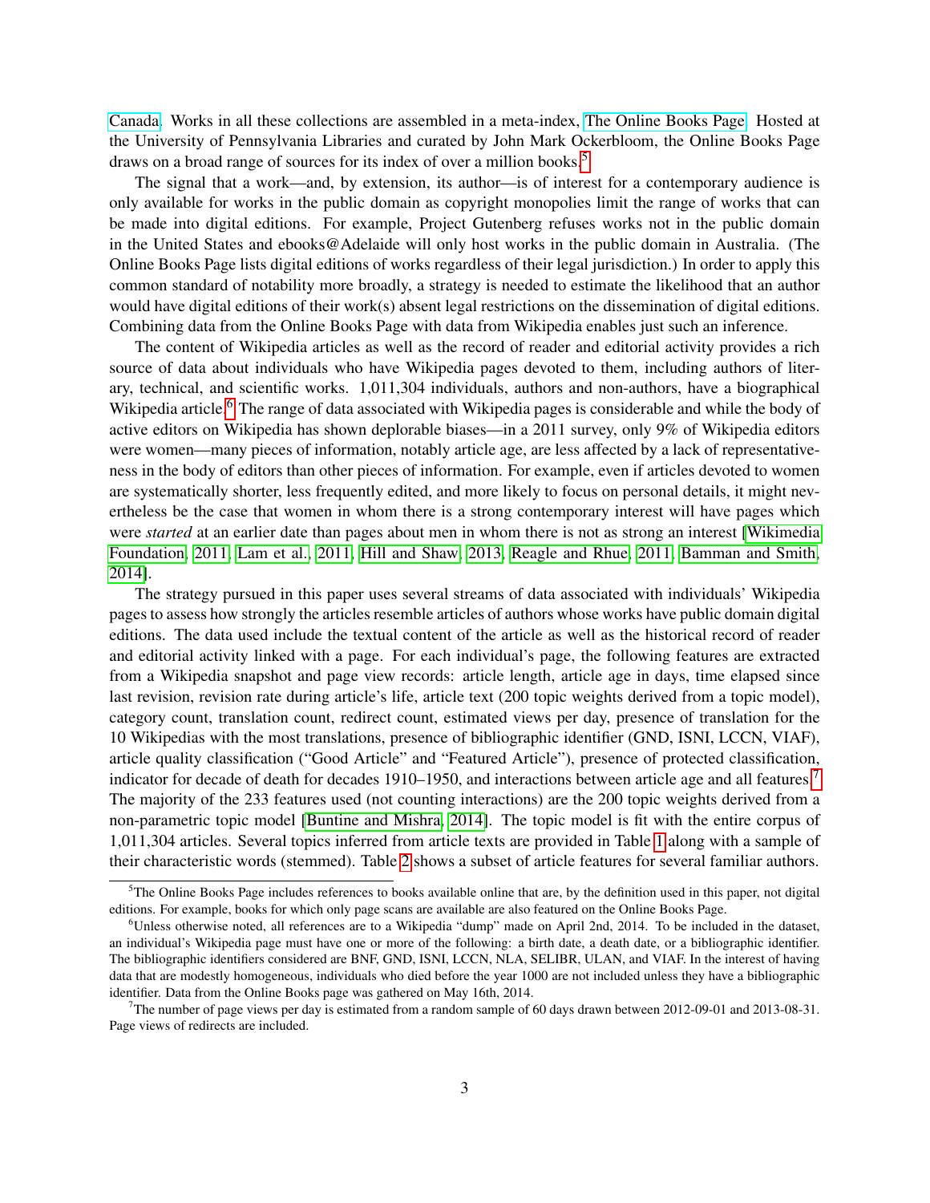Canada. Works in all these collections are assembled in a meta-index, The Online Books Page. Hosted at the University of Pennsylvania Libraries and curated by John Mark Ockerbloom, the Online Books Page draws on a broad range of sources for its index of over a million books.[5]

The signal that a work—and, by extension, its author—is of interest for a contemporary audience is only available for works in the public domain as copyright monopolies limit the range of works that can be made into digital editions. For example, Project Gutenberg refuses works not in the public domain in the United States and ebooks@Adelaide will only host works in the public domain in Australia. (The Online Books Page lists digital editions of works regardless of their legal jurisdiction.) In order to apply this common standard of notability more broadly, a strategy is needed to estimate the likelihood that an author would have digital editions of their work(s) absent legal restrictions on the dissemination of digital editions. Combining data from the Online Books Page with data from Wikipedia enables just such an inference.

The content of Wikipedia articles as well as the record of reader and editorial activity provides a rich source of data about individuals who have Wikipedia pages devoted to them, including authors of literary, technical, and scientific works. 1,011,304 individuals, authors and non-authors, have a biographical Wikipedia article.[6] The range of data associated with Wikipedia pages is considerable and while the body of active editors on Wikipedia has shown deplorable biases—in a 2011 survey, only 9% of Wikipedia editors were women—many pieces of information, notably article age, are less affected by a lack of representativeness in the body of editors than other pieces of information. For example, even if articles devoted to women are systematically shorter, less frequently edited, and more likely to focus on personal details, it might nevertheless be the case that women in whom there is a strong contemporary interest will have pages which were *started* at an earlier date than pages about men in whom there is not as strong an interest [Wikimedia Foundation, 2011, Lam et al., 2011, Hill and Shaw, 2013, Reagle and Rhue, 2011, Bamman and Smith, 2014].

The strategy pursued in this paper uses several streams of data associated with individuals' Wikipedia pages to assess how strongly the articles resemble articles of authors whose works have public domain digital editions. The data used include the textual content of the article as well as the historical record of reader and editorial activity linked with a page. For each individual's page, the following features are extracted from a Wikipedia snapshot and page view records: article length, article age in days, time elapsed since last revision, revision rate during article's life, article text (200 topic weights derived from a topic model), category count, translation count, redirect count, estimated views per day, presence of translation for the 10 Wikipedias with the most translations, presence of bibliographic identifier (GND, ISNI, LCCN, VIAF), article quality classification ("Good Article" and "Featured Article"), presence of protected classification, indicator for decade of death for decades 1910–1950, and interactions between article age and all features.[7] The majority of the 233 features used (not counting interactions) are the 200 topic weights derived from a non-parametric topic model [Buntine and Mishra, 2014]. The topic model is fit with the entire corpus of 1,011,304 articles. Several topics inferred from article texts are provided in Table 1 along with a sample of their characteristic words (stemmed). Table 2 shows a subset of article features for several familiar authors.

---

[5] The Online Books Page includes references to books available online that are, by the definition used in this paper, not digital editions. For example, books for which only page scans are available are also featured on the Online Books Page.

[6] Unless otherwise noted, all references are to a Wikipedia "dump" made on April 2nd, 2014. To be included in the dataset, an individual's Wikipedia page must have one or more of the following: a birth date, a death date, or a bibliographic identifier. The bibliographic identifiers considered are BNF, GND, ISNI, LCCN, NLA, SELIBR, ULAN, and VIAF. In the interest of having data that are modestly homogeneous, individuals who died before the year 1000 are not included unless they have a bibliographic identifier. Data from the Online Books page was gathered on May 16th, 2014.

[7] The number of page views per day is estimated from a random sample of 60 days drawn between 2012-09-01 and 2013-08-31. Page views of redirects are included.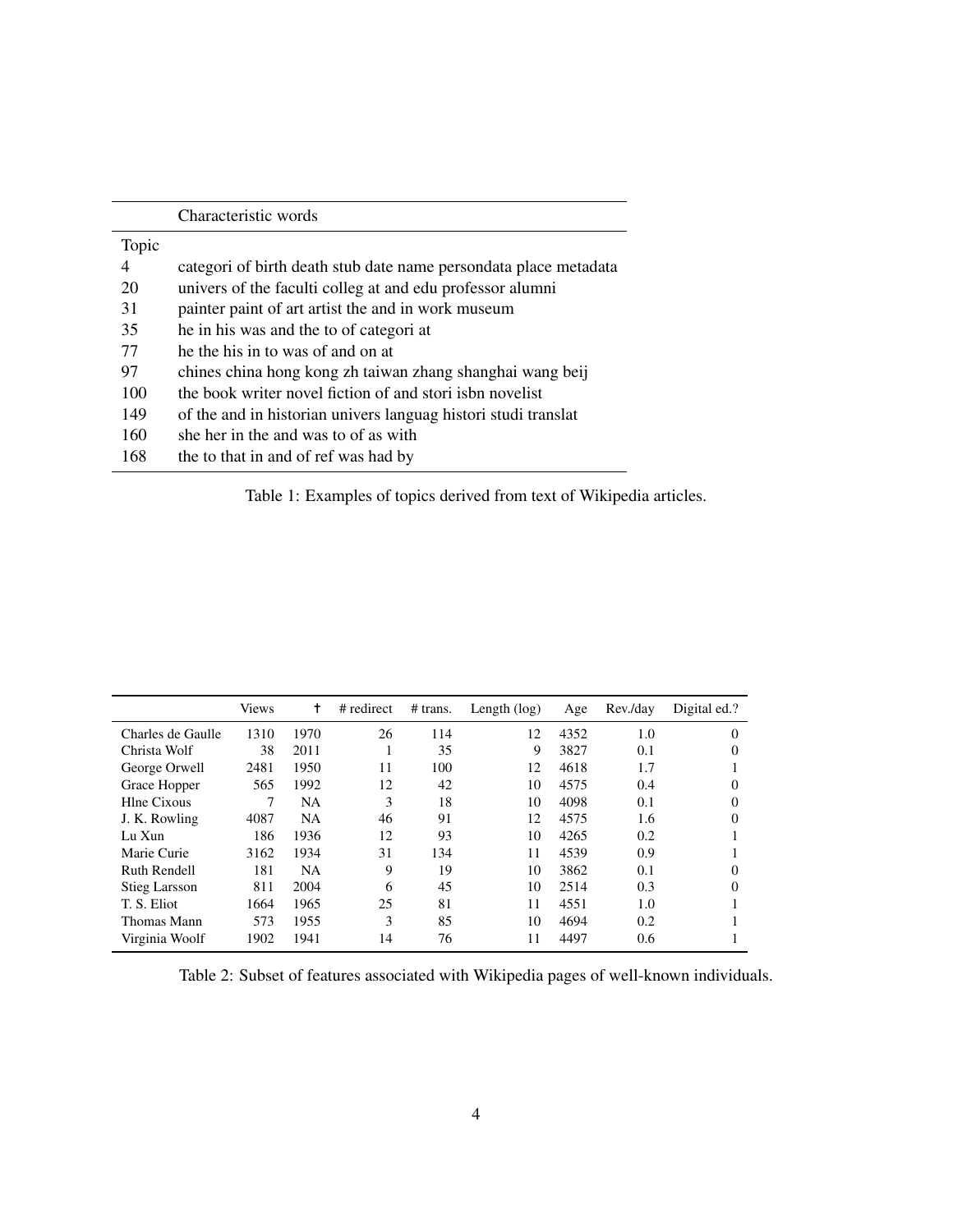| | Characteristic words |
|---|---|
| Topic | |
| 4 | categori of birth death stub date name persondata place metadata |
| 20 | univers of the faculti colleg at and edu professor alumni |
| 31 | painter paint of art artist the and in work museum |
| 35 | he in his was and the to of categori at |
| 77 | he the his in to was of and on at |
| 97 | chines china hong kong zh taiwan zhang shanghai wang beij |
| 100 | the book writer novel fiction of and stori isbn novelist |
| 149 | of the and in historian univers languag histori studi translat |
| 160 | she her in the and was to of as with |
| 168 | the to that in and of ref was had by |

Table 1: Examples of topics derived from text of Wikipedia articles.

| | Views | † | # redirect | # trans. | Length (log) | Age | Rev./day | Digital ed.? |
|---|---|---|---|---|---|---|---|---|
| Charles de Gaulle | 1310 | 1970 | 26 | 114 | 12 | 4352 | 1.0 | 0 |
| Christa Wolf | 38 | 2011 | 1 | 35 | 9 | 3827 | 0.1 | 0 |
| George Orwell | 2481 | 1950 | 11 | 100 | 12 | 4618 | 1.7 | 1 |
| Grace Hopper | 565 | 1992 | 12 | 42 | 10 | 4575 | 0.4 | 0 |
| Hlne Cixous | 7 | NA | 3 | 18 | 10 | 4098 | 0.1 | 0 |
| J. K. Rowling | 4087 | NA | 46 | 91 | 12 | 4575 | 1.6 | 0 |
| Lu Xun | 186 | 1936 | 12 | 93 | 10 | 4265 | 0.2 | 1 |
| Marie Curie | 3162 | 1934 | 31 | 134 | 11 | 4539 | 0.9 | 1 |
| Ruth Rendell | 181 | NA | 9 | 19 | 10 | 3862 | 0.1 | 0 |
| Stieg Larsson | 811 | 2004 | 6 | 45 | 10 | 2514 | 0.3 | 0 |
| T. S. Eliot | 1664 | 1965 | 25 | 81 | 11 | 4551 | 1.0 | 1 |
| Thomas Mann | 573 | 1955 | 3 | 85 | 10 | 4694 | 0.2 | 1 |
| Virginia Woolf | 1902 | 1941 | 14 | 76 | 11 | 4497 | 0.6 | 1 |

Table 2: Subset of features associated with Wikipedia pages of well-known individuals.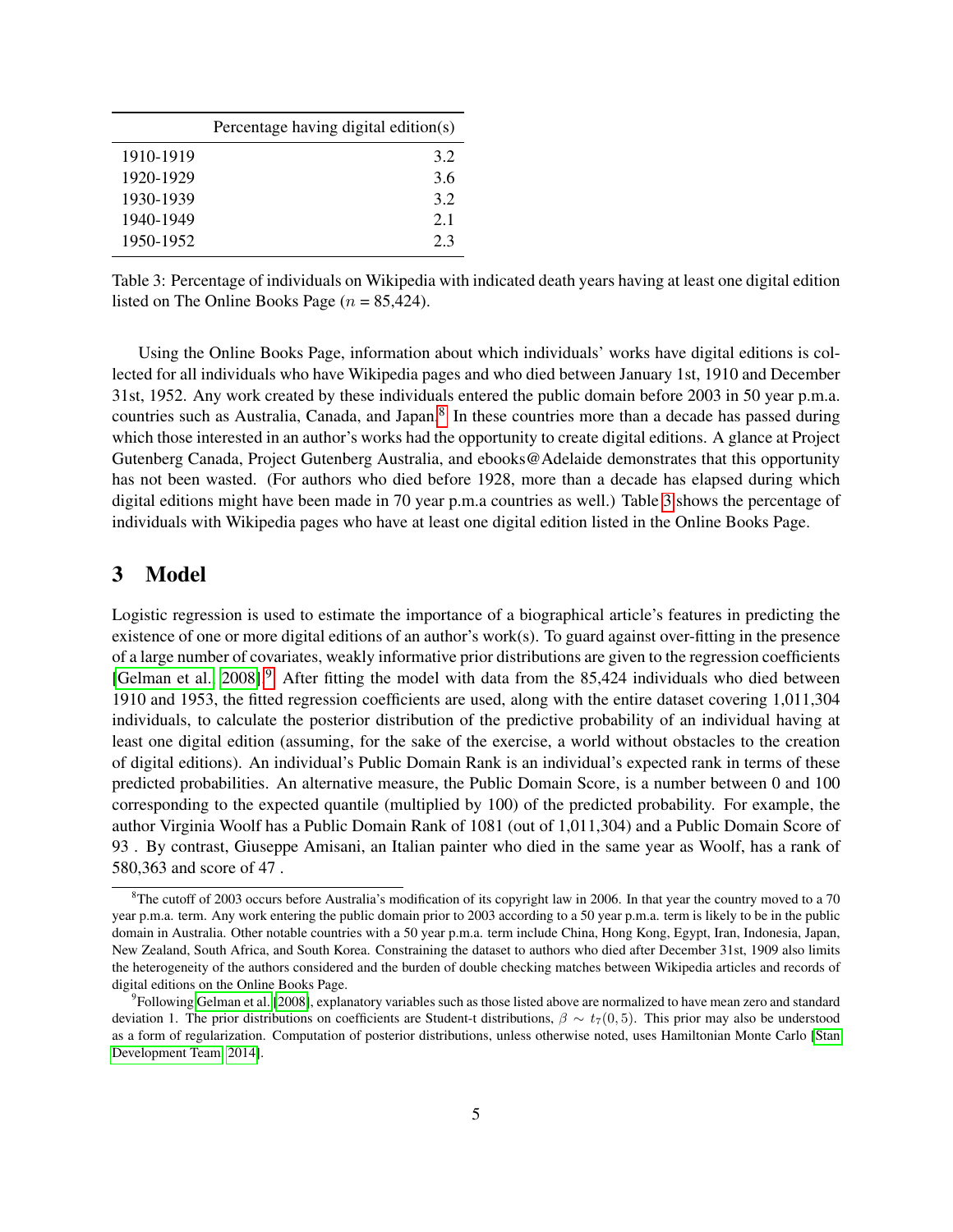| | Percentage having digital edition(s) |
|---|---|
| 1910-1919 | 3.2 |
| 1920-1929 | 3.6 |
| 1930-1939 | 3.2 |
| 1940-1949 | 2.1 |
| 1950-1952 | 2.3 |

Table 3: Percentage of individuals on Wikipedia with indicated death years having at least one digital edition listed on The Online Books Page ($n$ = 85,424).

Using the Online Books Page, information about which individuals' works have digital editions is collected for all individuals who have Wikipedia pages and who died between January 1st, 1910 and December 31st, 1952. Any work created by these individuals entered the public domain before 2003 in 50 year p.m.a. countries such as Australia, Canada, and Japan.[8] In these countries more than a decade has passed during which those interested in an author's works had the opportunity to create digital editions. A glance at Project Gutenberg Canada, Project Gutenberg Australia, and ebooks@Adelaide demonstrates that this opportunity has not been wasted. (For authors who died before 1928, more than a decade has elapsed during which digital editions might have been made in 70 year p.m.a countries as well.) Table 3 shows the percentage of individuals with Wikipedia pages who have at least one digital edition listed in the Online Books Page.

# 3 Model

Logistic regression is used to estimate the importance of a biographical article's features in predicting the existence of one or more digital editions of an author's work(s). To guard against over-fitting in the presence of a large number of covariates, weakly informative prior distributions are given to the regression coefficients [Gelman et al., 2008].[9] After fitting the model with data from the 85,424 individuals who died between 1910 and 1953, the fitted regression coefficients are used, along with the entire dataset covering 1,011,304 individuals, to calculate the posterior distribution of the predictive probability of an individual having at least one digital edition (assuming, for the sake of the exercise, a world without obstacles to the creation of digital editions). An individual's Public Domain Rank is an individual's expected rank in terms of these predicted probabilities. An alternative measure, the Public Domain Score, is a number between 0 and 100 corresponding to the expected quantile (multiplied by 100) of the predicted probability. For example, the author Virginia Woolf has a Public Domain Rank of 1081 (out of 1,011,304) and a Public Domain Score of 93 . By contrast, Giuseppe Amisani, an Italian painter who died in the same year as Woolf, has a rank of 580,363 and score of 47 .

[8] The cutoff of 2003 occurs before Australia's modification of its copyright law in 2006. In that year the country moved to a 70 year p.m.a. term. Any work entering the public domain prior to 2003 according to a 50 year p.m.a. term is likely to be in the public domain in Australia. Other notable countries with a 50 year p.m.a. term include China, Hong Kong, Egypt, Iran, Indonesia, Japan, New Zealand, South Africa, and South Korea. Constraining the dataset to authors who died after December 31st, 1909 also limits the heterogeneity of the authors considered and the burden of double checking matches between Wikipedia articles and records of digital editions on the Online Books Page.

[9] Following Gelman et al. [2008], explanatory variables such as those listed above are normalized to have mean zero and standard deviation 1. The prior distributions on coefficients are Student-t distributions, $\beta \sim t_7(0, 5)$. This prior may also be understood as a form of regularization. Computation of posterior distributions, unless otherwise noted, uses Hamiltonian Monte Carlo [Stan Development Team, 2014].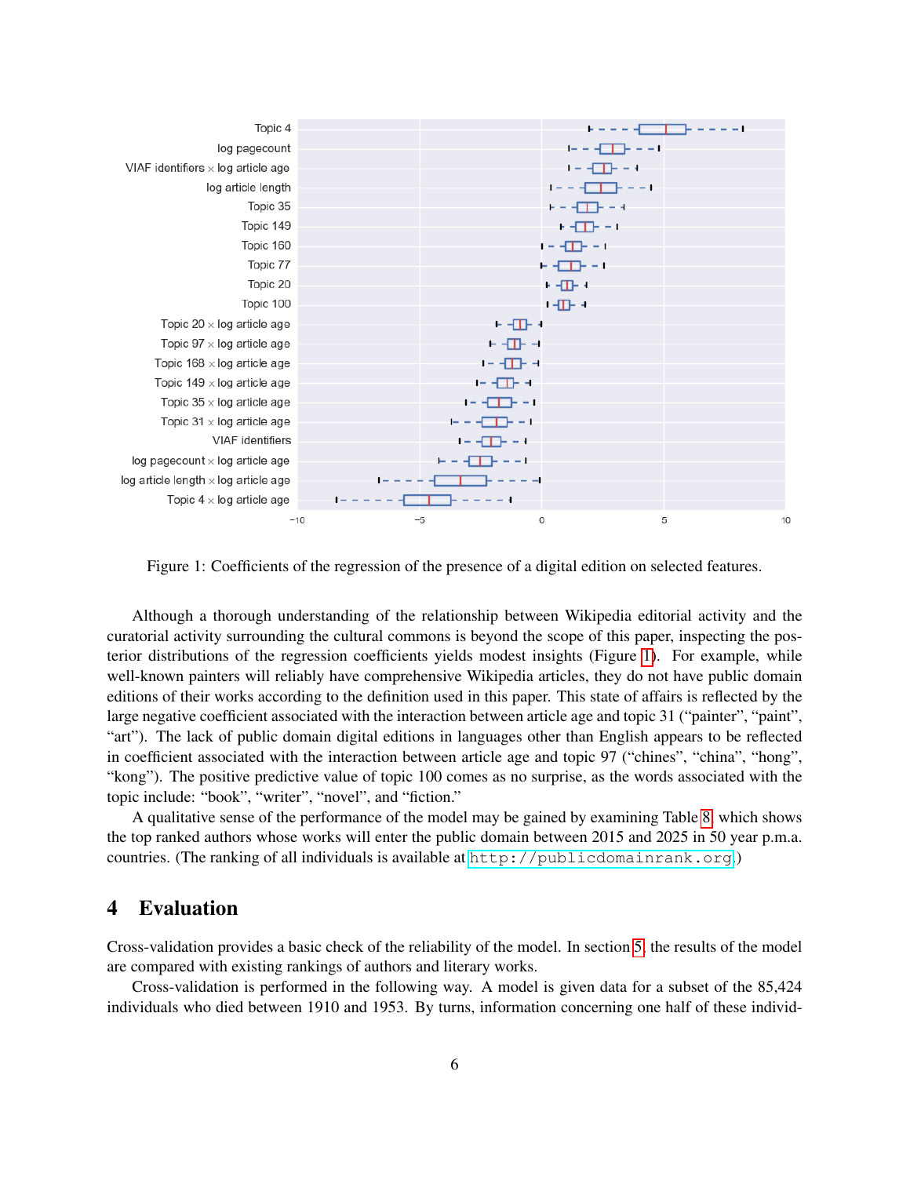Figure 1: Coefficients of the regression of the presence of a digital edition on selected features.

Although a thorough understanding of the relationship between Wikipedia editorial activity and the curatorial activity surrounding the cultural commons is beyond the scope of this paper, inspecting the posterior distributions of the regression coefficients yields modest insights (Figure 1). For example, while well-known painters will reliably have comprehensive Wikipedia articles, they do not have public domain editions of their works according to the definition used in this paper. This state of affairs is reflected by the large negative coefficient associated with the interaction between article age and topic 31 ("painter", "paint", "art"). The lack of public domain digital editions in languages other than English appears to be reflected in coefficient associated with the interaction between article age and topic 97 ("chines", "china", "hong", "kong"). The positive predictive value of topic 100 comes as no surprise, as the words associated with the topic include: "book", "writer", "novel", and "fiction."

A qualitative sense of the performance of the model may be gained by examining Table 8, which shows the top ranked authors whose works will enter the public domain between 2015 and 2025 in 50 year p.m.a. countries. (The ranking of all individuals is available at `http://publicdomainrank.org`.)

## 4 Evaluation

Cross-validation provides a basic check of the reliability of the model. In section 5, the results of the model are compared with existing rankings of authors and literary works.

Cross-validation is performed in the following way. A model is given data for a subset of the 85,424 individuals who died between 1910 and 1953. By turns, information concerning one half of these individ-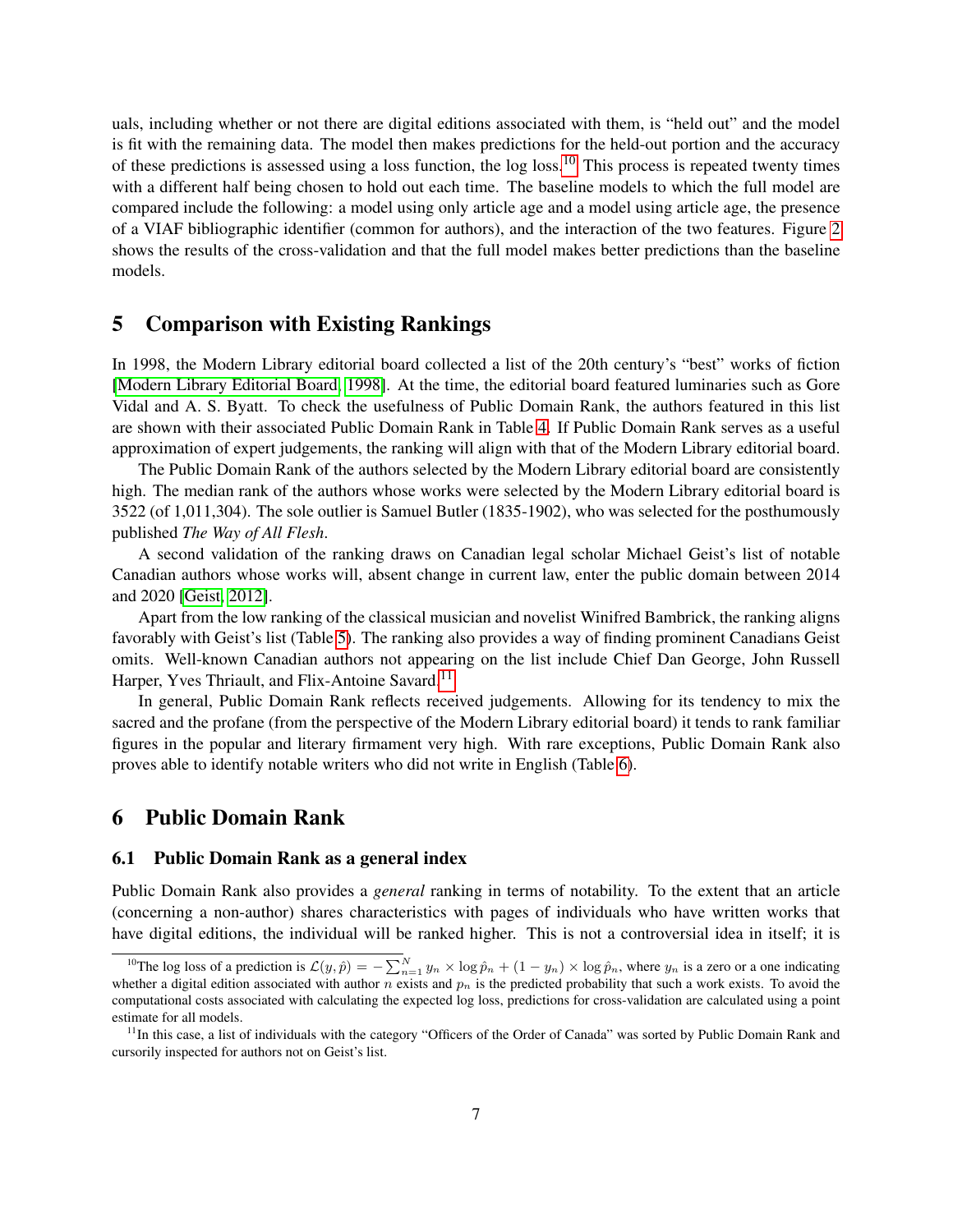uals, including whether or not there are digital editions associated with them, is "held out" and the model is fit with the remaining data. The model then makes predictions for the held-out portion and the accuracy of these predictions is assessed using a loss function, the log loss.[10] This process is repeated twenty times with a different half being chosen to hold out each time. The baseline models to which the full model are compared include the following: a model using only article age and a model using article age, the presence of a VIAF bibliographic identifier (common for authors), and the interaction of the two features. Figure 2 shows the results of the cross-validation and that the full model makes better predictions than the baseline models.

## 5 Comparison with Existing Rankings

In 1998, the Modern Library editorial board collected a list of the 20th century's "best" works of fiction [Modern Library Editorial Board, 1998]. At the time, the editorial board featured luminaries such as Gore Vidal and A. S. Byatt. To check the usefulness of Public Domain Rank, the authors featured in this list are shown with their associated Public Domain Rank in Table 4. If Public Domain Rank serves as a useful approximation of expert judgements, the ranking will align with that of the Modern Library editorial board.

The Public Domain Rank of the authors selected by the Modern Library editorial board are consistently high. The median rank of the authors whose works were selected by the Modern Library editorial board is 3522 (of 1,011,304). The sole outlier is Samuel Butler (1835-1902), who was selected for the posthumously published *The Way of All Flesh*.

A second validation of the ranking draws on Canadian legal scholar Michael Geist's list of notable Canadian authors whose works will, absent change in current law, enter the public domain between 2014 and 2020 [Geist, 2012].

Apart from the low ranking of the classical musician and novelist Winifred Bambrick, the ranking aligns favorably with Geist's list (Table 5). The ranking also provides a way of finding prominent Canadians Geist omits. Well-known Canadian authors not appearing on the list include Chief Dan George, John Russell Harper, Yves Thriault, and Flix-Antoine Savard.[11]

In general, Public Domain Rank reflects received judgements. Allowing for its tendency to mix the sacred and the profane (from the perspective of the Modern Library editorial board) it tends to rank familiar figures in the popular and literary firmament very high. With rare exceptions, Public Domain Rank also proves able to identify notable writers who did not write in English (Table 6).

## 6 Public Domain Rank

### 6.1 Public Domain Rank as a general index

Public Domain Rank also provides a *general* ranking in terms of notability. To the extent that an article (concerning a non-author) shares characteristics with pages of individuals who have written works that have digital editions, the individual will be ranked higher. This is not a controversial idea in itself; it is

[10] The log loss of a prediction is $\mathcal{L}(y, \hat{p}) = -\sum_{n=1}^{N} y_n \times \log \hat{p}_n + (1 - y_n) \times \log \hat{p}_n$, where $y_n$ is a zero or a one indicating whether a digital edition associated with author $n$ exists and $p_n$ is the predicted probability that such a work exists. To avoid the computational costs associated with calculating the expected log loss, predictions for cross-validation are calculated using a point estimate for all models.

[11] In this case, a list of individuals with the category "Officers of the Order of Canada" was sorted by Public Domain Rank and cursorily inspected for authors not on Geist's list.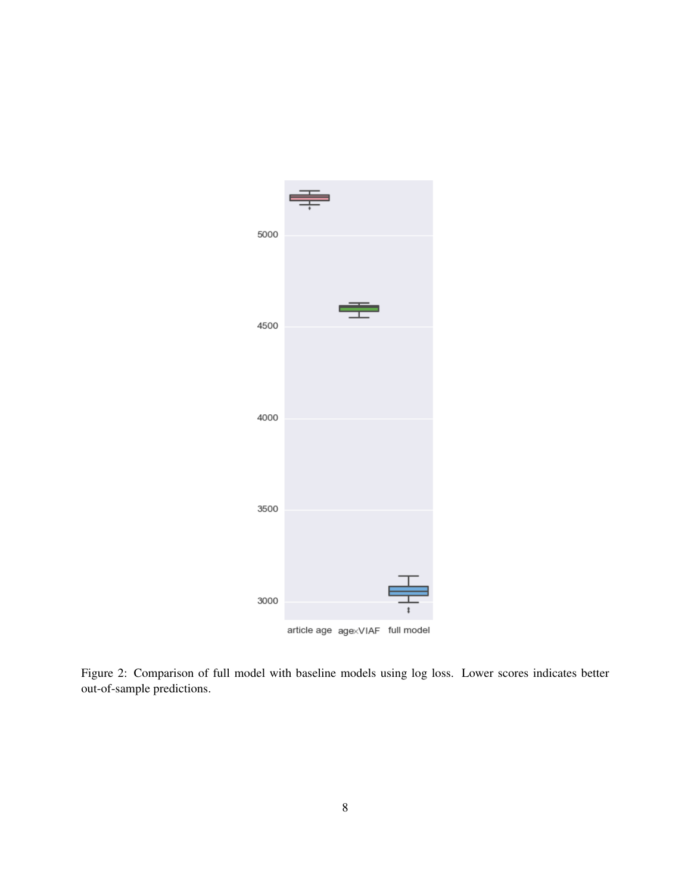Figure 2: Comparison of full model with baseline models using log loss. Lower scores indicates better out-of-sample predictions.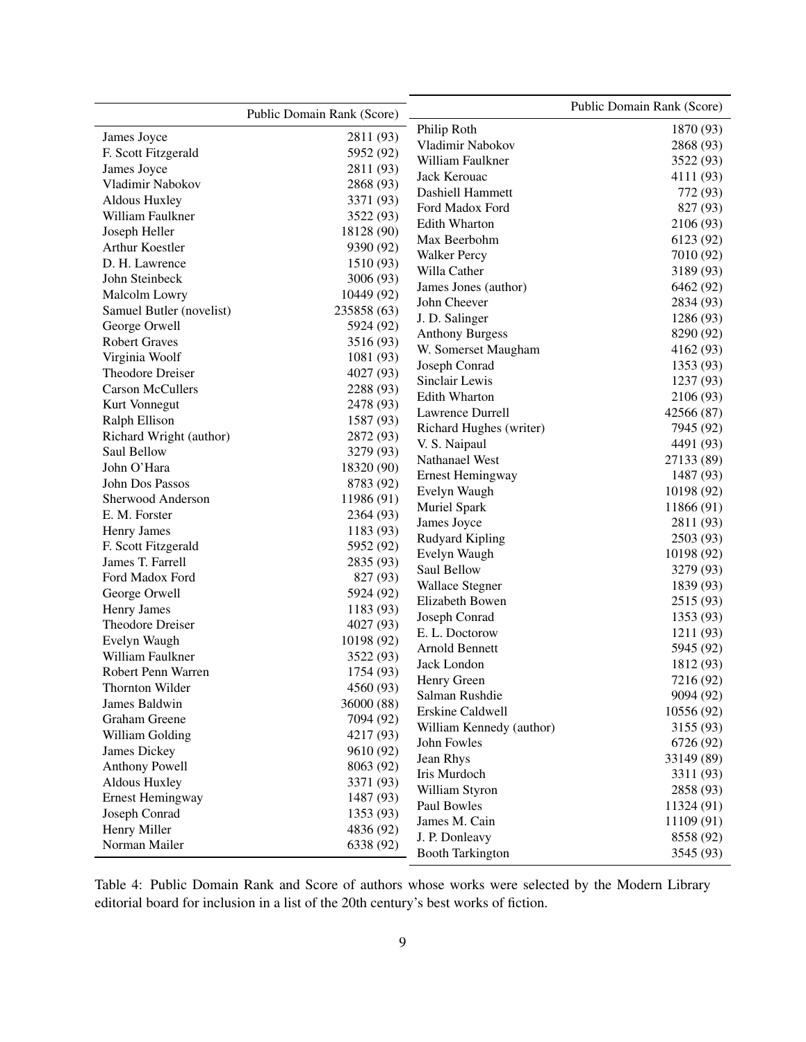| | Public Domain Rank (Score) |
|---|---|
| James Joyce | 2811 (93) |
| F. Scott Fitzgerald | 5952 (92) |
| James Joyce | 2811 (93) |
| Vladimir Nabokov | 2868 (93) |
| Aldous Huxley | 3371 (93) |
| William Faulkner | 3522 (93) |
| Joseph Heller | 18128 (90) |
| Arthur Koestler | 9390 (92) |
| D. H. Lawrence | 1510 (93) |
| John Steinbeck | 3006 (93) |
| Malcolm Lowry | 10449 (92) |
| Samuel Butler (novelist) | 235858 (63) |
| George Orwell | 5924 (92) |
| Robert Graves | 3516 (93) |
| Virginia Woolf | 1081 (93) |
| Theodore Dreiser | 4027 (93) |
| Carson McCullers | 2288 (93) |
| Kurt Vonnegut | 2478 (93) |
| Ralph Ellison | 1587 (93) |
| Richard Wright (author) | 2872 (93) |
| Saul Bellow | 3279 (93) |
| John O'Hara | 18320 (90) |
| John Dos Passos | 8783 (92) |
| Sherwood Anderson | 11986 (91) |
| E. M. Forster | 2364 (93) |
| Henry James | 1183 (93) |
| F. Scott Fitzgerald | 5952 (92) |
| James T. Farrell | 2835 (93) |
| Ford Madox Ford | 827 (93) |
| George Orwell | 5924 (92) |
| Henry James | 1183 (93) |
| Theodore Dreiser | 4027 (93) |
| Evelyn Waugh | 10198 (92) |
| William Faulkner | 3522 (93) |
| Robert Penn Warren | 1754 (93) |
| Thornton Wilder | 4560 (93) |
| James Baldwin | 36000 (88) |
| Graham Greene | 7094 (92) |
| William Golding | 4217 (93) |
| James Dickey | 9610 (92) |
| Anthony Powell | 8063 (92) |
| Aldous Huxley | 3371 (93) |
| Ernest Hemingway | 1487 (93) |
| Joseph Conrad | 1353 (93) |
| Henry Miller | 4836 (92) |
| Norman Mailer | 6338 (92) |

| | Public Domain Rank (Score) |
|---|---|
| Philip Roth | 1870 (93) |
| Vladimir Nabokov | 2868 (93) |
| William Faulkner | 3522 (93) |
| Jack Kerouac | 4111 (93) |
| Dashiell Hammett | 772 (93) |
| Ford Madox Ford | 827 (93) |
| Edith Wharton | 2106 (93) |
| Max Beerbohm | 6123 (92) |
| Walker Percy | 7010 (92) |
| Willa Cather | 3189 (93) |
| James Jones (author) | 6462 (92) |
| John Cheever | 2834 (93) |
| J. D. Salinger | 1286 (93) |
| Anthony Burgess | 8290 (92) |
| W. Somerset Maugham | 4162 (93) |
| Joseph Conrad | 1353 (93) |
| Sinclair Lewis | 1237 (93) |
| Edith Wharton | 2106 (93) |
| Lawrence Durrell | 42566 (87) |
| Richard Hughes (writer) | 7945 (92) |
| V. S. Naipaul | 4491 (93) |
| Nathanael West | 27133 (89) |
| Ernest Hemingway | 1487 (93) |
| Evelyn Waugh | 10198 (92) |
| Muriel Spark | 11866 (91) |
| James Joyce | 2811 (93) |
| Rudyard Kipling | 2503 (93) |
| Evelyn Waugh | 10198 (92) |
| Saul Bellow | 3279 (93) |
| Wallace Stegner | 1839 (93) |
| Elizabeth Bowen | 2515 (93) |
| Joseph Conrad | 1353 (93) |
| E. L. Doctorow | 1211 (93) |
| Arnold Bennett | 5945 (92) |
| Jack London | 1812 (93) |
| Henry Green | 7216 (92) |
| Salman Rushdie | 9094 (92) |
| Erskine Caldwell | 10556 (92) |
| William Kennedy (author) | 3155 (93) |
| John Fowles | 6726 (92) |
| Jean Rhys | 33149 (89) |
| Iris Murdoch | 3311 (93) |
| William Styron | 2858 (93) |
| Paul Bowles | 11324 (91) |
| James M. Cain | 11109 (91) |
| J. P. Donleavy | 8558 (92) |
| Booth Tarkington | 3545 (93) |

Table 4: Public Domain Rank and Score of authors whose works were selected by the Modern Library editorial board for inclusion in a list of the 20th century's best works of fiction.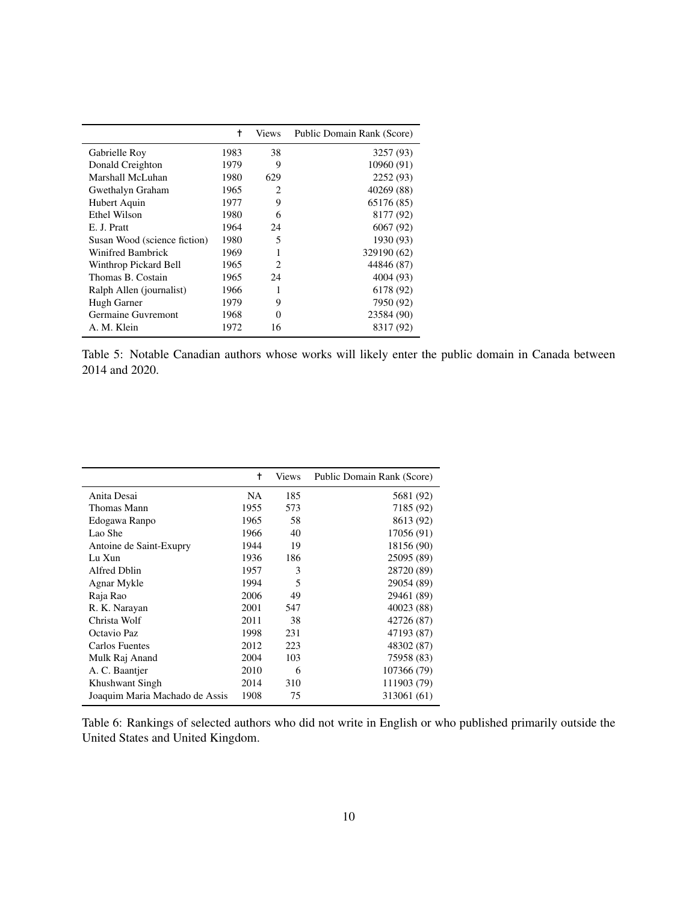|  | † | Views | Public Domain Rank (Score) |
|---|---|---|---|
| Gabrielle Roy | 1983 | 38 | 3257 (93) |
| Donald Creighton | 1979 | 9 | 10960 (91) |
| Marshall McLuhan | 1980 | 629 | 2252 (93) |
| Gwethalyn Graham | 1965 | 2 | 40269 (88) |
| Hubert Aquin | 1977 | 9 | 65176 (85) |
| Ethel Wilson | 1980 | 6 | 8177 (92) |
| E. J. Pratt | 1964 | 24 | 6067 (92) |
| Susan Wood (science fiction) | 1980 | 5 | 1930 (93) |
| Winifred Bambrick | 1969 | 1 | 329190 (62) |
| Winthrop Pickard Bell | 1965 | 2 | 44846 (87) |
| Thomas B. Costain | 1965 | 24 | 4004 (93) |
| Ralph Allen (journalist) | 1966 | 1 | 6178 (92) |
| Hugh Garner | 1979 | 9 | 7950 (92) |
| Germaine Guvremont | 1968 | 0 | 23584 (90) |
| A. M. Klein | 1972 | 16 | 8317 (92) |

Table 5: Notable Canadian authors whose works will likely enter the public domain in Canada between 2014 and 2020.

|  | † | Views | Public Domain Rank (Score) |
|---|---|---|---|
| Anita Desai | NA | 185 | 5681 (92) |
| Thomas Mann | 1955 | 573 | 7185 (92) |
| Edogawa Ranpo | 1965 | 58 | 8613 (92) |
| Lao She | 1966 | 40 | 17056 (91) |
| Antoine de Saint-Exupry | 1944 | 19 | 18156 (90) |
| Lu Xun | 1936 | 186 | 25095 (89) |
| Alfred Dblin | 1957 | 3 | 28720 (89) |
| Agnar Mykle | 1994 | 5 | 29054 (89) |
| Raja Rao | 2006 | 49 | 29461 (89) |
| R. K. Narayan | 2001 | 547 | 40023 (88) |
| Christa Wolf | 2011 | 38 | 42726 (87) |
| Octavio Paz | 1998 | 231 | 47193 (87) |
| Carlos Fuentes | 2012 | 223 | 48302 (87) |
| Mulk Raj Anand | 2004 | 103 | 75958 (83) |
| A. C. Baantjer | 2010 | 6 | 107366 (79) |
| Khushwant Singh | 2014 | 310 | 111903 (79) |
| Joaquim Maria Machado de Assis | 1908 | 75 | 313061 (61) |

Table 6: Rankings of selected authors who did not write in English or who published primarily outside the United States and United Kingdom.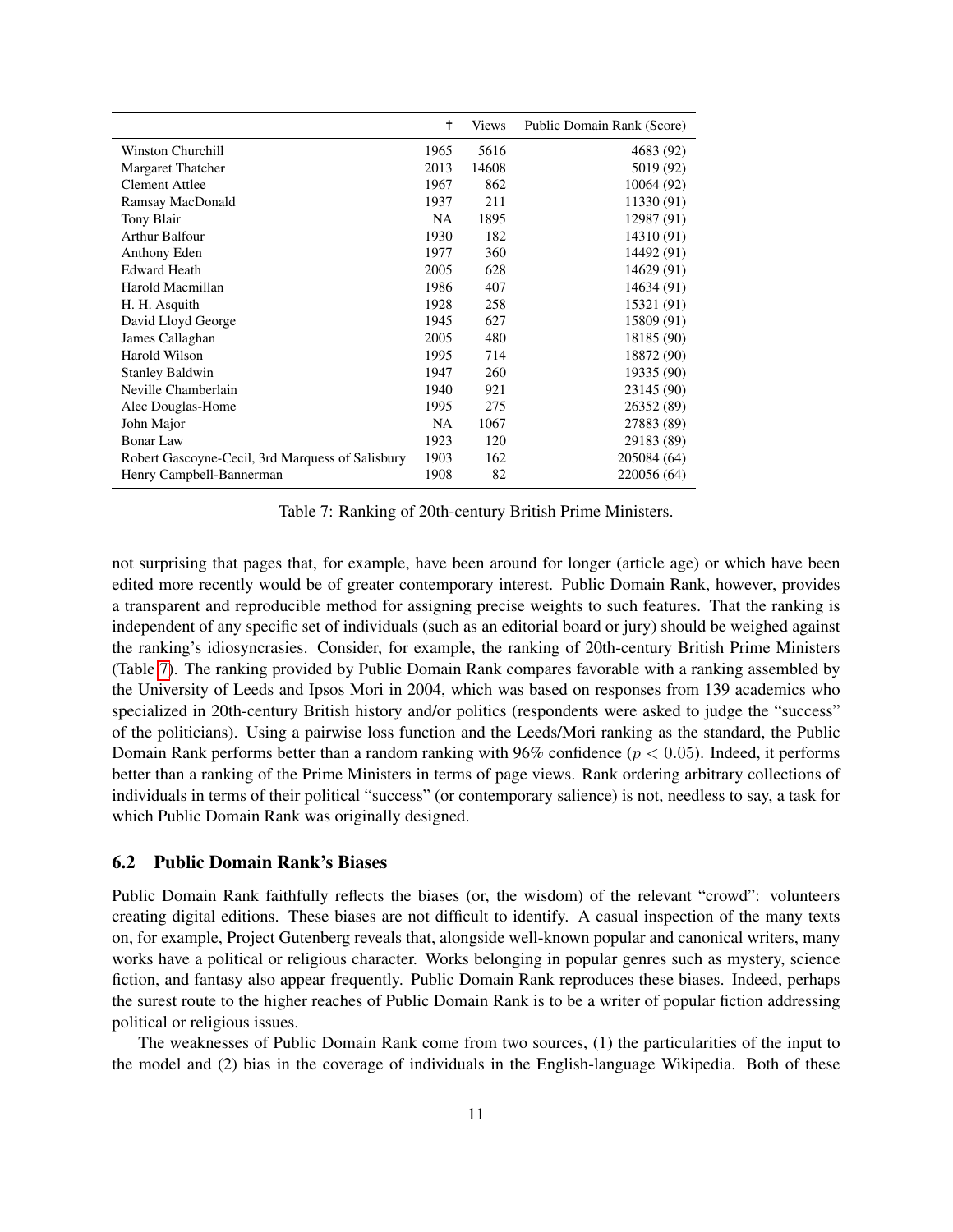| | † | Views | Public Domain Rank (Score) |
|---|---|---|---|
| Winston Churchill | 1965 | 5616 | 4683 (92) |
| Margaret Thatcher | 2013 | 14608 | 5019 (92) |
| Clement Attlee | 1967 | 862 | 10064 (92) |
| Ramsay MacDonald | 1937 | 211 | 11330 (91) |
| Tony Blair | NA | 1895 | 12987 (91) |
| Arthur Balfour | 1930 | 182 | 14310 (91) |
| Anthony Eden | 1977 | 360 | 14492 (91) |
| Edward Heath | 2005 | 628 | 14629 (91) |
| Harold Macmillan | 1986 | 407 | 14634 (91) |
| H. H. Asquith | 1928 | 258 | 15321 (91) |
| David Lloyd George | 1945 | 627 | 15809 (91) |
| James Callaghan | 2005 | 480 | 18185 (90) |
| Harold Wilson | 1995 | 714 | 18872 (90) |
| Stanley Baldwin | 1947 | 260 | 19335 (90) |
| Neville Chamberlain | 1940 | 921 | 23145 (90) |
| Alec Douglas-Home | 1995 | 275 | 26352 (89) |
| John Major | NA | 1067 | 27883 (89) |
| Bonar Law | 1923 | 120 | 29183 (89) |
| Robert Gascoyne-Cecil, 3rd Marquess of Salisbury | 1903 | 162 | 205084 (64) |
| Henry Campbell-Bannerman | 1908 | 82 | 220056 (64) |

Table 7: Ranking of 20th-century British Prime Ministers.

not surprising that pages that, for example, have been around for longer (article age) or which have been edited more recently would be of greater contemporary interest. Public Domain Rank, however, provides a transparent and reproducible method for assigning precise weights to such features. That the ranking is independent of any specific set of individuals (such as an editorial board or jury) should be weighed against the ranking's idiosyncrasies. Consider, for example, the ranking of 20th-century British Prime Ministers (Table 7). The ranking provided by Public Domain Rank compares favorable with a ranking assembled by the University of Leeds and Ipsos Mori in 2004, which was based on responses from 139 academics who specialized in 20th-century British history and/or politics (respondents were asked to judge the "success" of the politicians). Using a pairwise loss function and the Leeds/Mori ranking as the standard, the Public Domain Rank performs better than a random ranking with 96% confidence ($p < 0.05$). Indeed, it performs better than a ranking of the Prime Ministers in terms of page views. Rank ordering arbitrary collections of individuals in terms of their political "success" (or contemporary salience) is not, needless to say, a task for which Public Domain Rank was originally designed.

## 6.2 Public Domain Rank's Biases

Public Domain Rank faithfully reflects the biases (or, the wisdom) of the relevant "crowd": volunteers creating digital editions. These biases are not difficult to identify. A casual inspection of the many texts on, for example, Project Gutenberg reveals that, alongside well-known popular and canonical writers, many works have a political or religious character. Works belonging in popular genres such as mystery, science fiction, and fantasy also appear frequently. Public Domain Rank reproduces these biases. Indeed, perhaps the surest route to the higher reaches of Public Domain Rank is to be a writer of popular fiction addressing political or religious issues.

The weaknesses of Public Domain Rank come from two sources, (1) the particularities of the input to the model and (2) bias in the coverage of individuals in the English-language Wikipedia. Both of these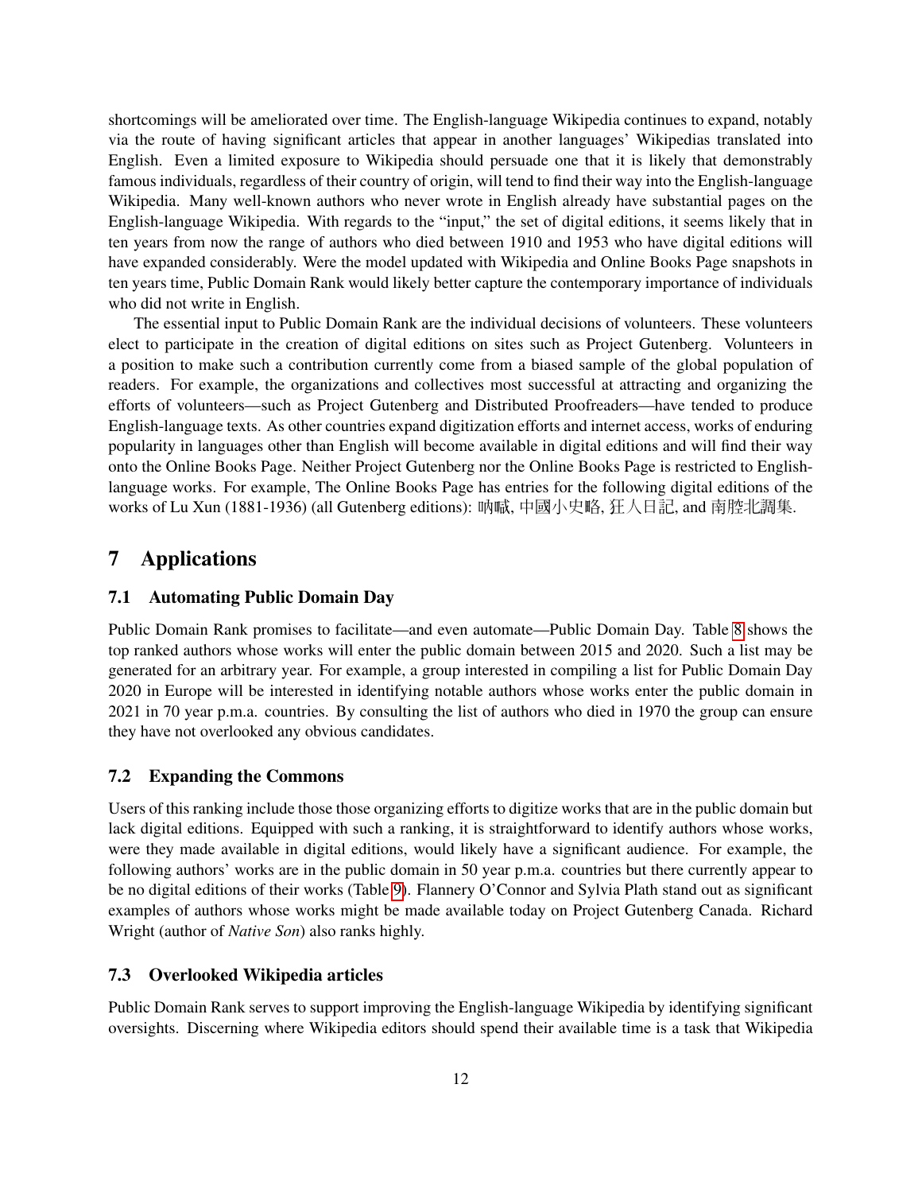shortcomings will be ameliorated over time. The English-language Wikipedia continues to expand, notably via the route of having significant articles that appear in another languages' Wikipedias translated into English. Even a limited exposure to Wikipedia should persuade one that it is likely that demonstrably famous individuals, regardless of their country of origin, will tend to find their way into the English-language Wikipedia. Many well-known authors who never wrote in English already have substantial pages on the English-language Wikipedia. With regards to the "input," the set of digital editions, it seems likely that in ten years from now the range of authors who died between 1910 and 1953 who have digital editions will have expanded considerably. Were the model updated with Wikipedia and Online Books Page snapshots in ten years time, Public Domain Rank would likely better capture the contemporary importance of individuals who did not write in English.

The essential input to Public Domain Rank are the individual decisions of volunteers. These volunteers elect to participate in the creation of digital editions on sites such as Project Gutenberg. Volunteers in a position to make such a contribution currently come from a biased sample of the global population of readers. For example, the organizations and collectives most successful at attracting and organizing the efforts of volunteers—such as Project Gutenberg and Distributed Proofreaders—have tended to produce English-language texts. As other countries expand digitization efforts and internet access, works of enduring popularity in languages other than English will become available in digital editions and will find their way onto the Online Books Page. Neither Project Gutenberg nor the Online Books Page is restricted to English-language works. For example, The Online Books Page has entries for the following digital editions of the works of Lu Xun (1881-1936) (all Gutenberg editions): 吶喊, 中國小史略, 狂人日記, and 南腔北調集.

# 7 Applications

## 7.1 Automating Public Domain Day

Public Domain Rank promises to facilitate—and even automate—Public Domain Day. Table 8 shows the top ranked authors whose works will enter the public domain between 2015 and 2020. Such a list may be generated for an arbitrary year. For example, a group interested in compiling a list for Public Domain Day 2020 in Europe will be interested in identifying notable authors whose works enter the public domain in 2021 in 70 year p.m.a. countries. By consulting the list of authors who died in 1970 the group can ensure they have not overlooked any obvious candidates.

## 7.2 Expanding the Commons

Users of this ranking include those those organizing efforts to digitize works that are in the public domain but lack digital editions. Equipped with such a ranking, it is straightforward to identify authors whose works, were they made available in digital editions, would likely have a significant audience. For example, the following authors' works are in the public domain in 50 year p.m.a. countries but there currently appear to be no digital editions of their works (Table 9). Flannery O'Connor and Sylvia Plath stand out as significant examples of authors whose works might be made available today on Project Gutenberg Canada. Richard Wright (author of *Native Son*) also ranks highly.

## 7.3 Overlooked Wikipedia articles

Public Domain Rank serves to support improving the English-language Wikipedia by identifying significant oversights. Discerning where Wikipedia editors should spend their available time is a task that Wikipedia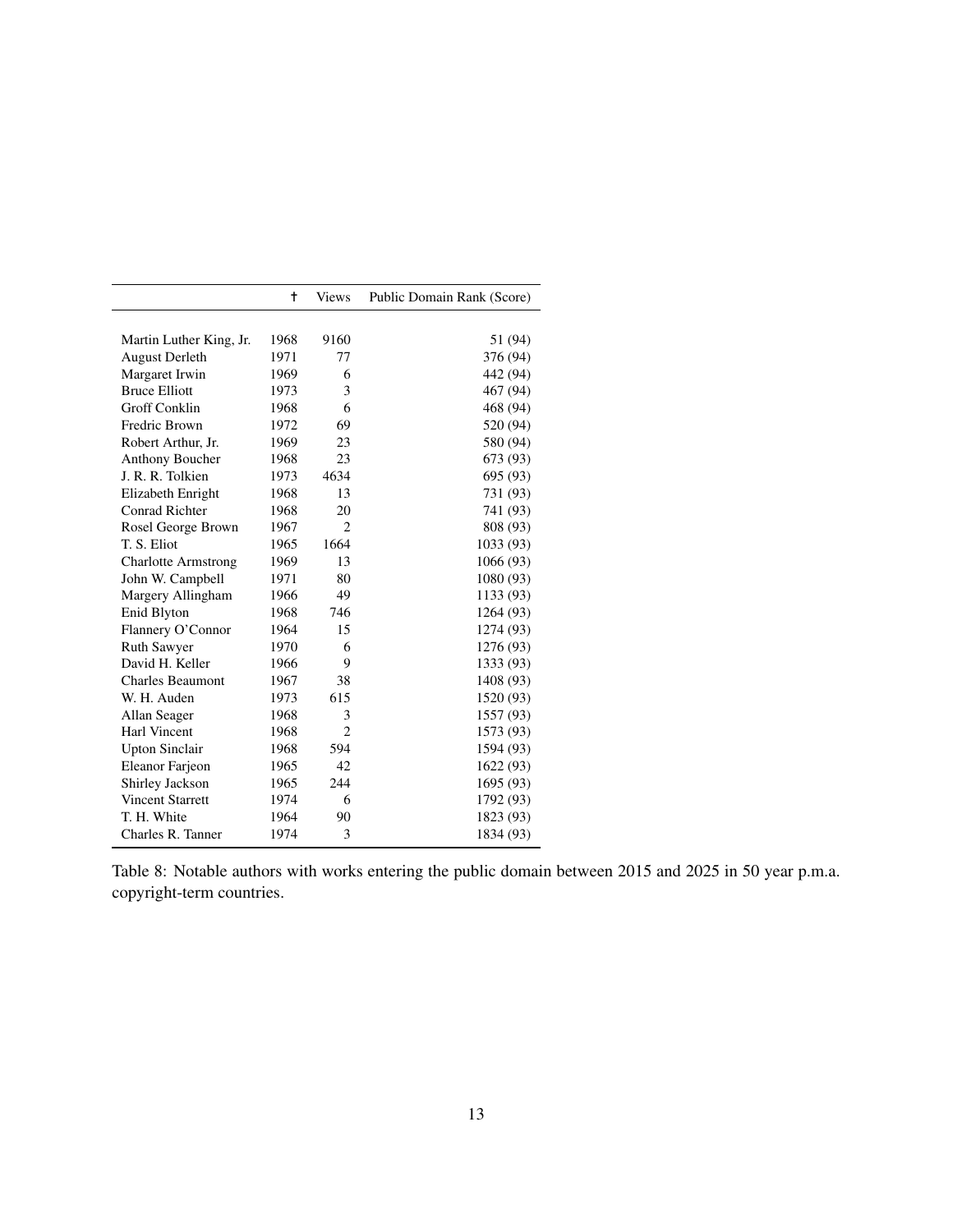| | † | Views | Public Domain Rank (Score) |
|---|---|---|---|
| Martin Luther King, Jr. | 1968 | 9160 | 51 (94) |
| August Derleth | 1971 | 77 | 376 (94) |
| Margaret Irwin | 1969 | 6 | 442 (94) |
| Bruce Elliott | 1973 | 3 | 467 (94) |
| Groff Conklin | 1968 | 6 | 468 (94) |
| Fredric Brown | 1972 | 69 | 520 (94) |
| Robert Arthur, Jr. | 1969 | 23 | 580 (94) |
| Anthony Boucher | 1968 | 23 | 673 (93) |
| J. R. R. Tolkien | 1973 | 4634 | 695 (93) |
| Elizabeth Enright | 1968 | 13 | 731 (93) |
| Conrad Richter | 1968 | 20 | 741 (93) |
| Rosel George Brown | 1967 | 2 | 808 (93) |
| T. S. Eliot | 1965 | 1664 | 1033 (93) |
| Charlotte Armstrong | 1969 | 13 | 1066 (93) |
| John W. Campbell | 1971 | 80 | 1080 (93) |
| Margery Allingham | 1966 | 49 | 1133 (93) |
| Enid Blyton | 1968 | 746 | 1264 (93) |
| Flannery O'Connor | 1964 | 15 | 1274 (93) |
| Ruth Sawyer | 1970 | 6 | 1276 (93) |
| David H. Keller | 1966 | 9 | 1333 (93) |
| Charles Beaumont | 1967 | 38 | 1408 (93) |
| W. H. Auden | 1973 | 615 | 1520 (93) |
| Allan Seager | 1968 | 3 | 1557 (93) |
| Harl Vincent | 1968 | 2 | 1573 (93) |
| Upton Sinclair | 1968 | 594 | 1594 (93) |
| Eleanor Farjeon | 1965 | 42 | 1622 (93) |
| Shirley Jackson | 1965 | 244 | 1695 (93) |
| Vincent Starrett | 1974 | 6 | 1792 (93) |
| T. H. White | 1964 | 90 | 1823 (93) |
| Charles R. Tanner | 1974 | 3 | 1834 (93) |

Table 8: Notable authors with works entering the public domain between 2015 and 2025 in 50 year p.m.a. copyright-term countries.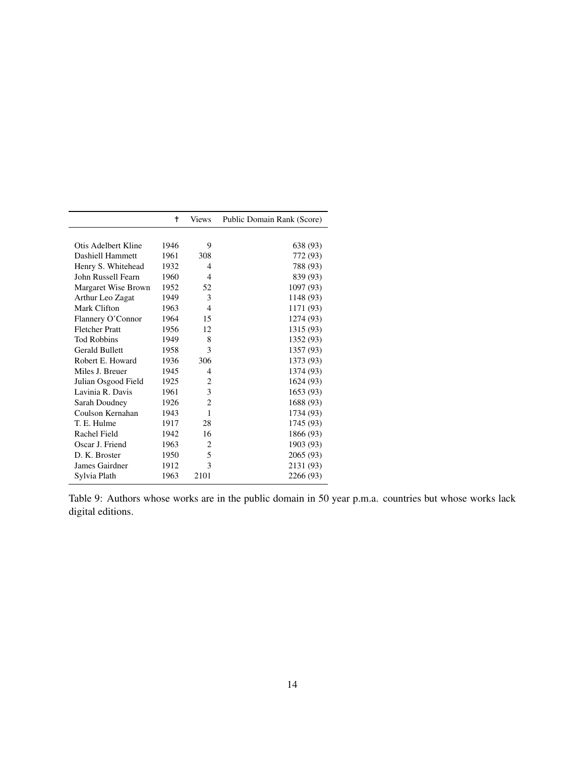| | † | Views | Public Domain Rank (Score) |
|---|---|---|---|
| Otis Adelbert Kline | 1946 | 9 | 638 (93) |
| Dashiell Hammett | 1961 | 308 | 772 (93) |
| Henry S. Whitehead | 1932 | 4 | 788 (93) |
| John Russell Fearn | 1960 | 4 | 839 (93) |
| Margaret Wise Brown | 1952 | 52 | 1097 (93) |
| Arthur Leo Zagat | 1949 | 3 | 1148 (93) |
| Mark Clifton | 1963 | 4 | 1171 (93) |
| Flannery O'Connor | 1964 | 15 | 1274 (93) |
| Fletcher Pratt | 1956 | 12 | 1315 (93) |
| Tod Robbins | 1949 | 8 | 1352 (93) |
| Gerald Bullett | 1958 | 3 | 1357 (93) |
| Robert E. Howard | 1936 | 306 | 1373 (93) |
| Miles J. Breuer | 1945 | 4 | 1374 (93) |
| Julian Osgood Field | 1925 | 2 | 1624 (93) |
| Lavinia R. Davis | 1961 | 3 | 1653 (93) |
| Sarah Doudney | 1926 | 2 | 1688 (93) |
| Coulson Kernahan | 1943 | 1 | 1734 (93) |
| T. E. Hulme | 1917 | 28 | 1745 (93) |
| Rachel Field | 1942 | 16 | 1866 (93) |
| Oscar J. Friend | 1963 | 2 | 1903 (93) |
| D. K. Broster | 1950 | 5 | 2065 (93) |
| James Gairdner | 1912 | 3 | 2131 (93) |
| Sylvia Plath | 1963 | 2101 | 2266 (93) |

Table 9: Authors whose works are in the public domain in 50 year p.m.a. countries but whose works lack digital editions.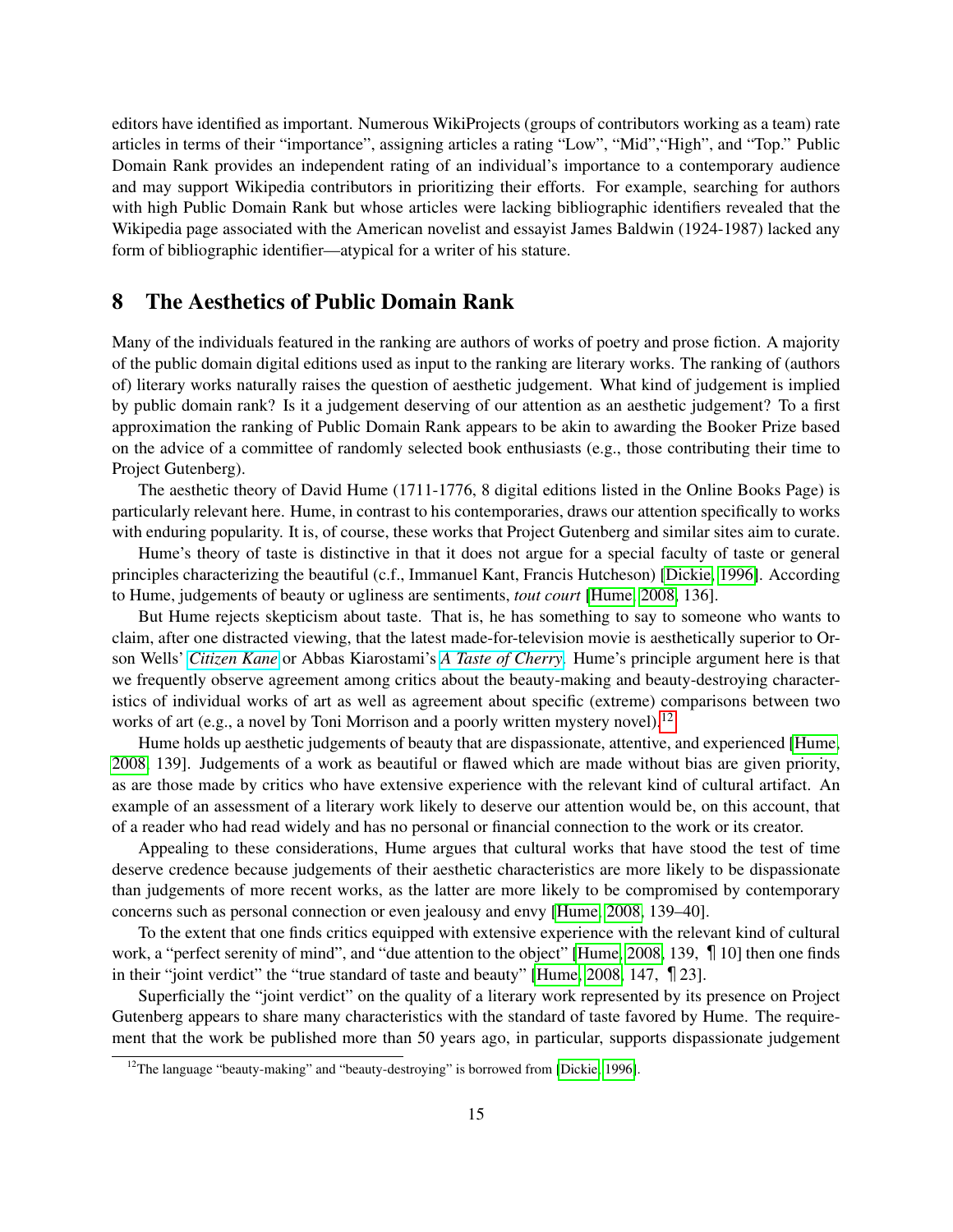editors have identified as important. Numerous WikiProjects (groups of contributors working as a team) rate articles in terms of their "importance", assigning articles a rating "Low", "Mid","High", and "Top." Public Domain Rank provides an independent rating of an individual's importance to a contemporary audience and may support Wikipedia contributors in prioritizing their efforts. For example, searching for authors with high Public Domain Rank but whose articles were lacking bibliographic identifiers revealed that the Wikipedia page associated with the American novelist and essayist James Baldwin (1924-1987) lacked any form of bibliographic identifier—atypical for a writer of his stature.

## 8 The Aesthetics of Public Domain Rank

Many of the individuals featured in the ranking are authors of works of poetry and prose fiction. A majority of the public domain digital editions used as input to the ranking are literary works. The ranking of (authors of) literary works naturally raises the question of aesthetic judgement. What kind of judgement is implied by public domain rank? Is it a judgement deserving of our attention as an aesthetic judgement? To a first approximation the ranking of Public Domain Rank appears to be akin to awarding the Booker Prize based on the advice of a committee of randomly selected book enthusiasts (e.g., those contributing their time to Project Gutenberg).

The aesthetic theory of David Hume (1711-1776, 8 digital editions listed in the Online Books Page) is particularly relevant here. Hume, in contrast to his contemporaries, draws our attention specifically to works with enduring popularity. It is, of course, these works that Project Gutenberg and similar sites aim to curate.

Hume's theory of taste is distinctive in that it does not argue for a special faculty of taste or general principles characterizing the beautiful (c.f., Immanuel Kant, Francis Hutcheson) [Dickie, 1996]. According to Hume, judgements of beauty or ugliness are sentiments, *tout court* [Hume, 2008, 136].

But Hume rejects skepticism about taste. That is, he has something to say to someone who wants to claim, after one distracted viewing, that the latest made-for-television movie is aesthetically superior to Orson Wells' *Citizen Kane* or Abbas Kiarostami's *A Taste of Cherry*. Hume's principle argument here is that we frequently observe agreement among critics about the beauty-making and beauty-destroying characteristics of individual works of art as well as agreement about specific (extreme) comparisons between two works of art (e.g., a novel by Toni Morrison and a poorly written mystery novel).[12]

Hume holds up aesthetic judgements of beauty that are dispassionate, attentive, and experienced [Hume, 2008, 139]. Judgements of a work as beautiful or flawed which are made without bias are given priority, as are those made by critics who have extensive experience with the relevant kind of cultural artifact. An example of an assessment of a literary work likely to deserve our attention would be, on this account, that of a reader who had read widely and has no personal or financial connection to the work or its creator.

Appealing to these considerations, Hume argues that cultural works that have stood the test of time deserve credence because judgements of their aesthetic characteristics are more likely to be dispassionate than judgements of more recent works, as the latter are more likely to be compromised by contemporary concerns such as personal connection or even jealousy and envy [Hume, 2008, 139–40].

To the extent that one finds critics equipped with extensive experience with the relevant kind of cultural work, a "perfect serenity of mind", and "due attention to the object" [Hume, 2008, 139, ¶ 10] then one finds in their "joint verdict" the "true standard of taste and beauty" [Hume, 2008, 147, ¶ 23].

Superficially the "joint verdict" on the quality of a literary work represented by its presence on Project Gutenberg appears to share many characteristics with the standard of taste favored by Hume. The requirement that the work be published more than 50 years ago, in particular, supports dispassionate judgement

[12] The language "beauty-making" and "beauty-destroying" is borrowed from [Dickie, 1996].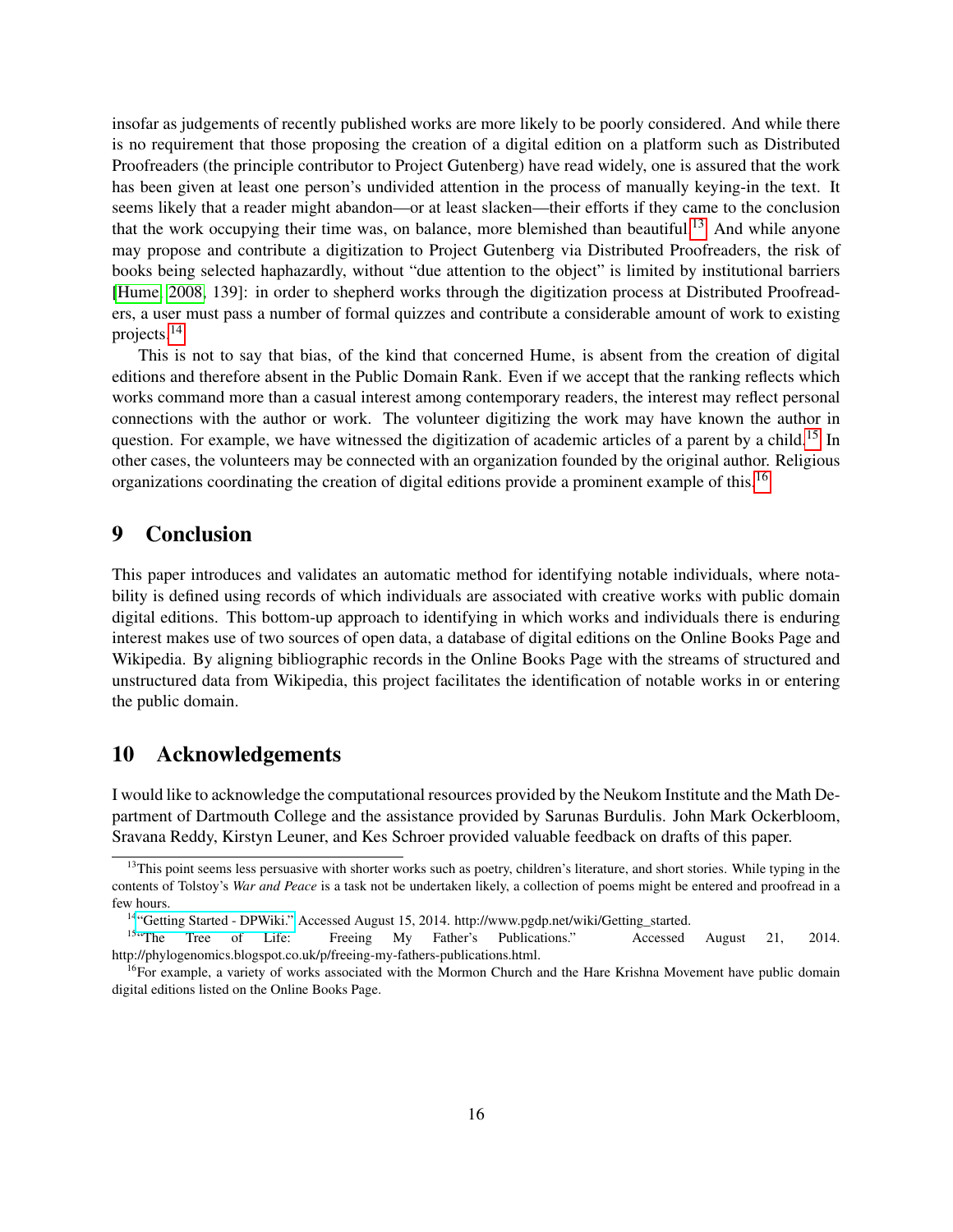insofar as judgements of recently published works are more likely to be poorly considered. And while there is no requirement that those proposing the creation of a digital edition on a platform such as Distributed Proofreaders (the principle contributor to Project Gutenberg) have read widely, one is assured that the work has been given at least one person's undivided attention in the process of manually keying-in the text. It seems likely that a reader might abandon—or at least slacken—their efforts if they came to the conclusion that the work occupying their time was, on balance, more blemished than beautiful.[13] And while anyone may propose and contribute a digitization to Project Gutenberg via Distributed Proofreaders, the risk of books being selected haphazardly, without "due attention to the object" is limited by institutional barriers [Hume, 2008, 139]: in order to shepherd works through the digitization process at Distributed Proofreaders, a user must pass a number of formal quizzes and contribute a considerable amount of work to existing projects.[14]

This is not to say that bias, of the kind that concerned Hume, is absent from the creation of digital editions and therefore absent in the Public Domain Rank. Even if we accept that the ranking reflects which works command more than a casual interest among contemporary readers, the interest may reflect personal connections with the author or work. The volunteer digitizing the work may have known the author in question. For example, we have witnessed the digitization of academic articles of a parent by a child.[15] In other cases, the volunteers may be connected with an organization founded by the original author. Religious organizations coordinating the creation of digital editions provide a prominent example of this.[16]

## 9 Conclusion

This paper introduces and validates an automatic method for identifying notable individuals, where notability is defined using records of which individuals are associated with creative works with public domain digital editions. This bottom-up approach to identifying in which works and individuals there is enduring interest makes use of two sources of open data, a database of digital editions on the Online Books Page and Wikipedia. By aligning bibliographic records in the Online Books Page with the streams of structured and unstructured data from Wikipedia, this project facilitates the identification of notable works in or entering the public domain.

## 10 Acknowledgements

I would like to acknowledge the computational resources provided by the Neukom Institute and the Math Department of Dartmouth College and the assistance provided by Sarunas Burdulis. John Mark Ockerbloom, Sravana Reddy, Kirstyn Leuner, and Kes Schroer provided valuable feedback on drafts of this paper.

---

[13] This point seems less persuasive with shorter works such as poetry, children's literature, and short stories. While typing in the contents of Tolstoy's *War and Peace* is a task not be undertaken likely, a collection of poems might be entered and proofread in a few hours.

[14] "Getting Started - DPWiki." Accessed August 15, 2014. http://www.pgdp.net/wiki/Getting_started.

[15] "The Tree of Life: Freeing My Father's Publications." Accessed August 21, 2014. http://phylogenomics.blogspot.co.uk/p/freeing-my-fathers-publications.html.

[16] For example, a variety of works associated with the Mormon Church and the Hare Krishna Movement have public domain digital editions listed on the Online Books Page.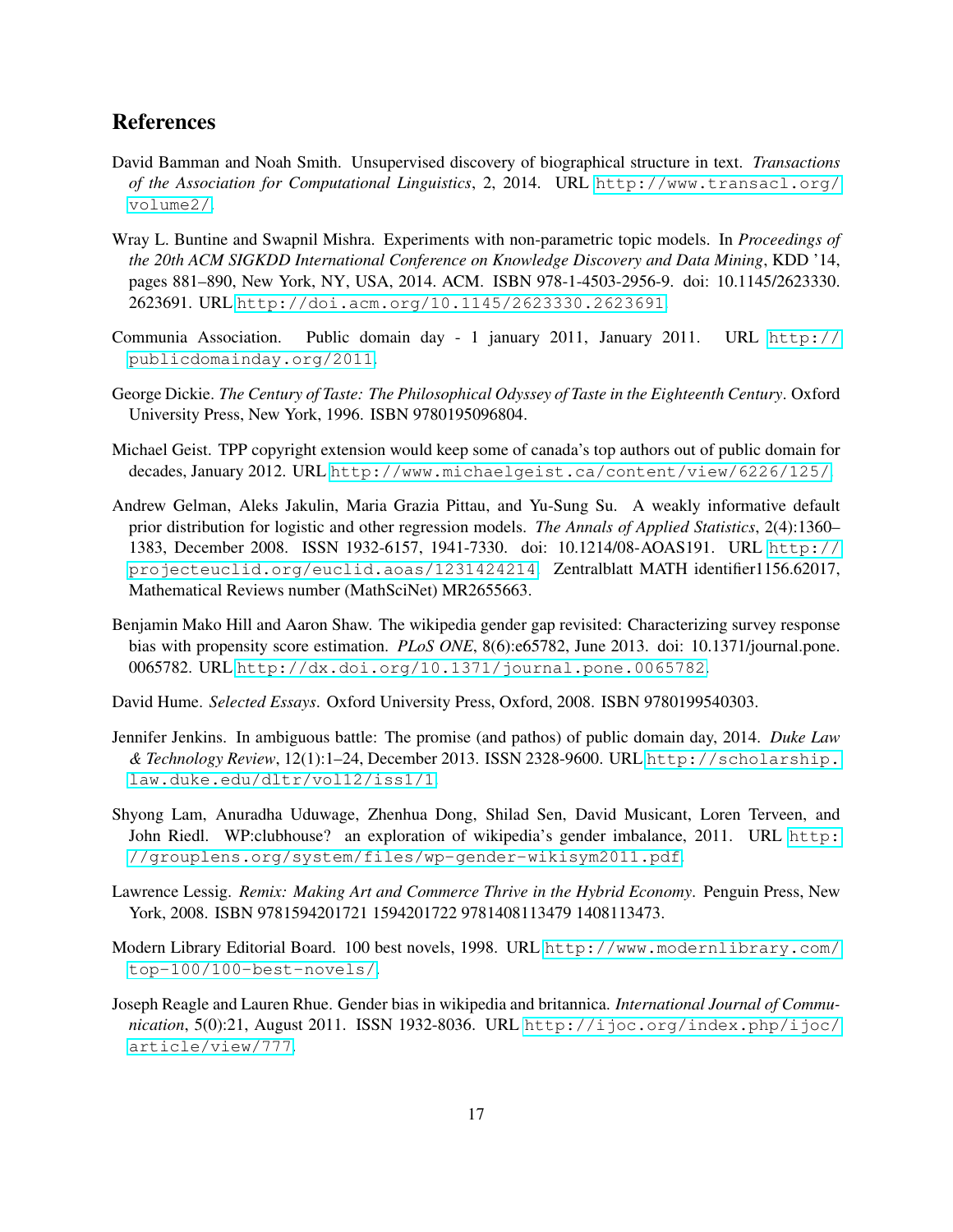## References

David Bamman and Noah Smith. Unsupervised discovery of biographical structure in text. *Transactions of the Association for Computational Linguistics*, 2, 2014. URL http://www.transacl.org/volume2/.

Wray L. Buntine and Swapnil Mishra. Experiments with non-parametric topic models. In *Proceedings of the 20th ACM SIGKDD International Conference on Knowledge Discovery and Data Mining*, KDD '14, pages 881–890, New York, NY, USA, 2014. ACM. ISBN 978-1-4503-2956-9. doi: 10.1145/2623330.2623691. URL http://doi.acm.org/10.1145/2623330.2623691.

Communia Association. Public domain day - 1 january 2011, January 2011. URL http://publicdomainday.org/2011.

George Dickie. *The Century of Taste: The Philosophical Odyssey of Taste in the Eighteenth Century*. Oxford University Press, New York, 1996. ISBN 9780195096804.

Michael Geist. TPP copyright extension would keep some of canada's top authors out of public domain for decades, January 2012. URL http://www.michaelgeist.ca/content/view/6226/125/.

Andrew Gelman, Aleks Jakulin, Maria Grazia Pittau, and Yu-Sung Su. A weakly informative default prior distribution for logistic and other regression models. *The Annals of Applied Statistics*, 2(4):1360–1383, December 2008. ISSN 1932-6157, 1941-7330. doi: 10.1214/08-AOAS191. URL http://projecteuclid.org/euclid.aoas/1231424214. Zentralblatt MATH identifier1156.62017, Mathematical Reviews number (MathSciNet) MR2655663.

Benjamin Mako Hill and Aaron Shaw. The wikipedia gender gap revisited: Characterizing survey response bias with propensity score estimation. *PLoS ONE*, 8(6):e65782, June 2013. doi: 10.1371/journal.pone.0065782. URL http://dx.doi.org/10.1371/journal.pone.0065782.

David Hume. *Selected Essays*. Oxford University Press, Oxford, 2008. ISBN 9780199540303.

Jennifer Jenkins. In ambiguous battle: The promise (and pathos) of public domain day, 2014. *Duke Law & Technology Review*, 12(1):1–24, December 2013. ISSN 2328-9600. URL http://scholarship.law.duke.edu/dltr/vol12/iss1/1.

Shyong Lam, Anuradha Uduwage, Zhenhua Dong, Shilad Sen, David Musicant, Loren Terveen, and John Riedl. WP:clubhouse? an exploration of wikipedia's gender imbalance, 2011. URL http://grouplens.org/system/files/wp-gender-wikisym2011.pdf.

Lawrence Lessig. *Remix: Making Art and Commerce Thrive in the Hybrid Economy*. Penguin Press, New York, 2008. ISBN 9781594201721 1594201722 9781408113479 1408113473.

Modern Library Editorial Board. 100 best novels, 1998. URL http://www.modernlibrary.com/top-100/100-best-novels/.

Joseph Reagle and Lauren Rhue. Gender bias in wikipedia and britannica. *International Journal of Communication*, 5(0):21, August 2011. ISSN 1932-8036. URL http://ijoc.org/index.php/ijoc/article/view/777.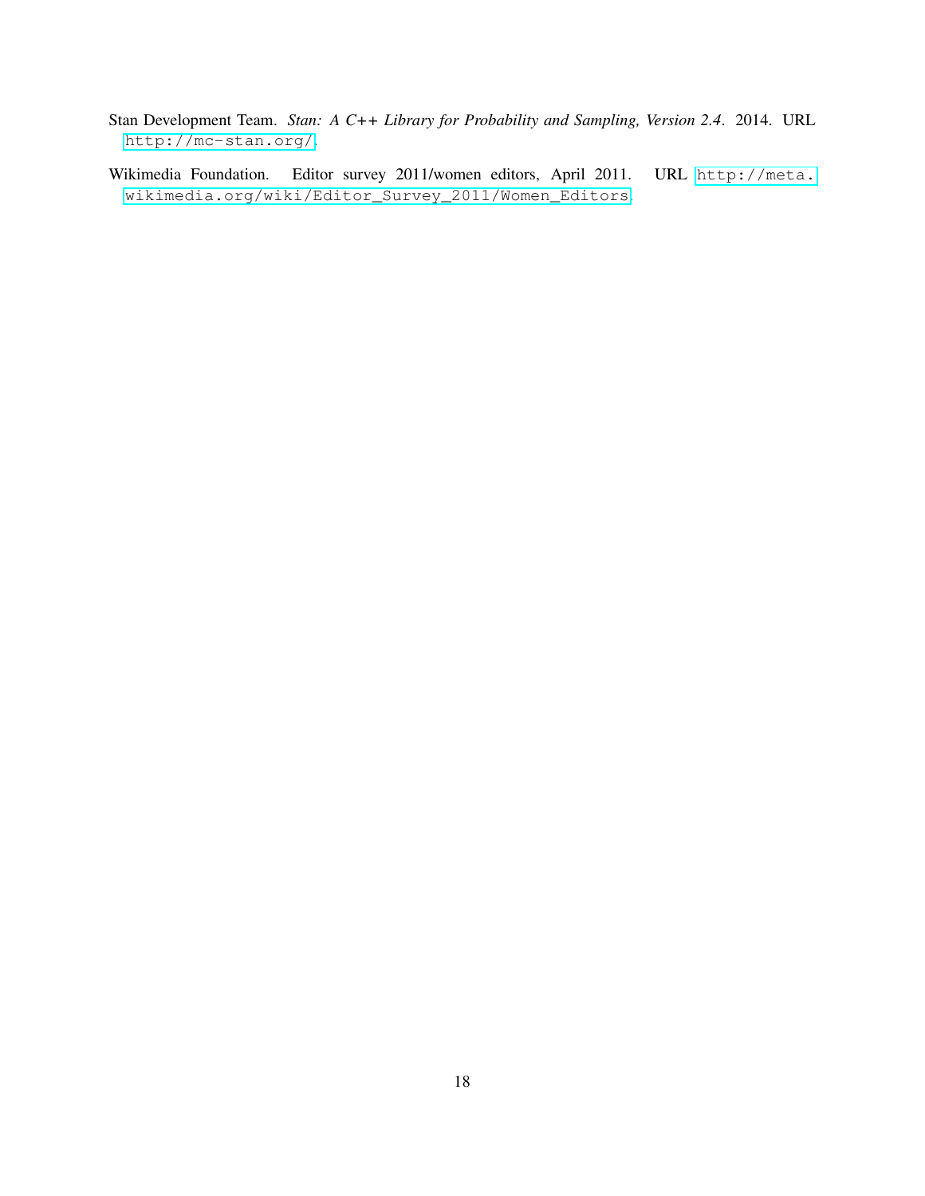Stan Development Team. *Stan: A C++ Library for Probability and Sampling, Version 2.4*. 2014. URL http://mc-stan.org/.

Wikimedia Foundation. Editor survey 2011/women editors, April 2011. URL http://meta.wikimedia.org/wiki/Editor_Survey_2011/Women_Editors.